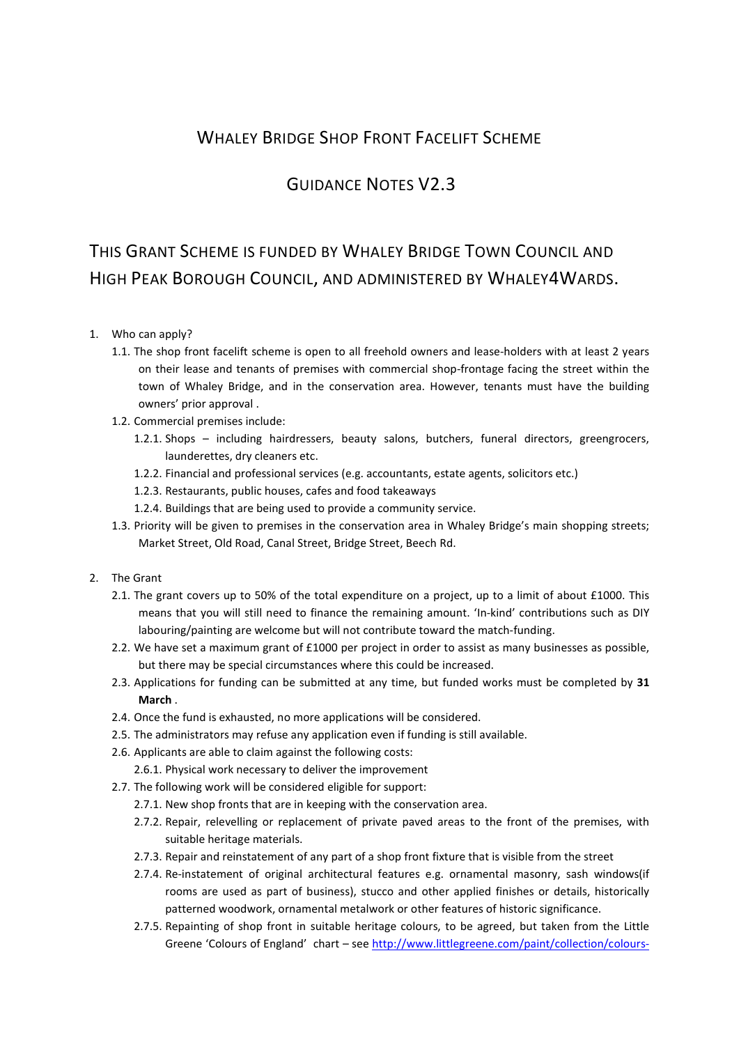# Whaley Bridge Shop Front Facelift Scheme

## Guidance Notes V2.3

## This Grant Scheme is funded by Whaley Bridge Town Council and High Peak Borough Council, and administered by Whaley4Wards.

1. Who can apply?
   1.1. The shop front facelift scheme is open to all freehold owners and lease-holders with at least 2 years on their lease and tenants of premises with commercial shop-frontage facing the street within the town of Whaley Bridge, and in the conservation area. However, tenants must have the building owners' prior approval .
   1.2. Commercial premises include:
      1.2.1. Shops – including hairdressers, beauty salons, butchers, funeral directors, greengrocers, launderettes, dry cleaners etc.
      1.2.2. Financial and professional services (e.g. accountants, estate agents, solicitors etc.)
      1.2.3. Restaurants, public houses, cafes and food takeaways
      1.2.4. Buildings that are being used to provide a community service.
   1.3. Priority will be given to premises in the conservation area in Whaley Bridge's main shopping streets; Market Street, Old Road, Canal Street, Bridge Street, Beech Rd.

2. The Grant
   2.1. The grant covers up to 50% of the total expenditure on a project, up to a limit of about £1000. This means that you will still need to finance the remaining amount. 'In-kind' contributions such as DIY labouring/painting are welcome but will not contribute toward the match-funding.
   2.2. We have set a maximum grant of £1000 per project in order to assist as many businesses as possible, but there may be special circumstances where this could be increased.
   2.3. Applications for funding can be submitted at any time, but funded works must be completed by **31 March** .
   2.4. Once the fund is exhausted, no more applications will be considered.
   2.5. The administrators may refuse any application even if funding is still available.
   2.6. Applicants are able to claim against the following costs:
      2.6.1. Physical work necessary to deliver the improvement
   2.7. The following work will be considered eligible for support:
      2.7.1. New shop fronts that are in keeping with the conservation area.
      2.7.2. Repair, relevelling or replacement of private paved areas to the front of the premises, with suitable heritage materials.
      2.7.3. Repair and reinstatement of any part of a shop front fixture that is visible from the street
      2.7.4. Re-instatement of original architectural features e.g. ornamental masonry, sash windows(if rooms are used as part of business), stucco and other applied finishes or details, historically patterned woodwork, ornamental metalwork or other features of historic significance.
      2.7.5. Repainting of shop front in suitable heritage colours, to be agreed, but taken from the Little Greene 'Colours of England' chart – see http://www.littlegreene.com/paint/collection/colours-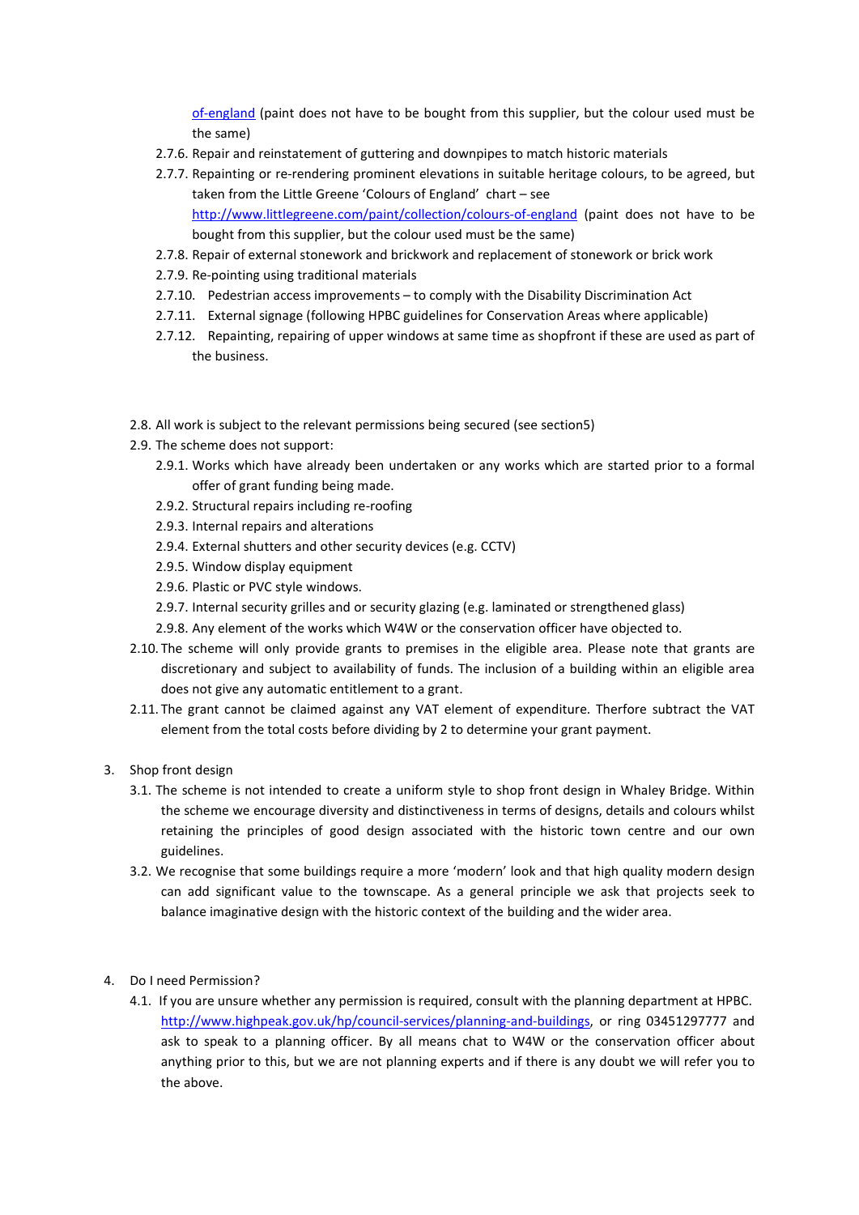of-england (paint does not have to be bought from this supplier, but the colour used must be the same)

2.7.6. Repair and reinstatement of guttering and downpipes to match historic materials

2.7.7. Repainting or re-rendering prominent elevations in suitable heritage colours, to be agreed, but taken from the Little Greene 'Colours of England' chart – see http://www.littlegreene.com/paint/collection/colours-of-england (paint does not have to be bought from this supplier, but the colour used must be the same)

2.7.8. Repair of external stonework and brickwork and replacement of stonework or brick work

2.7.9. Re-pointing using traditional materials

2.7.10. Pedestrian access improvements – to comply with the Disability Discrimination Act

2.7.11. External signage (following HPBC guidelines for Conservation Areas where applicable)

2.7.12. Repainting, repairing of upper windows at same time as shopfront if these are used as part of the business.

2.8. All work is subject to the relevant permissions being secured (see section5)

2.9. The scheme does not support:

2.9.1. Works which have already been undertaken or any works which are started prior to a formal offer of grant funding being made.

2.9.2. Structural repairs including re-roofing

2.9.3. Internal repairs and alterations

2.9.4. External shutters and other security devices (e.g. CCTV)

2.9.5. Window display equipment

2.9.6. Plastic or PVC style windows.

2.9.7. Internal security grilles and or security glazing (e.g. laminated or strengthened glass)

2.9.8. Any element of the works which W4W or the conservation officer have objected to.

2.10. The scheme will only provide grants to premises in the eligible area. Please note that grants are discretionary and subject to availability of funds. The inclusion of a building within an eligible area does not give any automatic entitlement to a grant.

2.11. The grant cannot be claimed against any VAT element of expenditure. Therfore subtract the VAT element from the total costs before dividing by 2 to determine your grant payment.

## 3. Shop front design

3.1. The scheme is not intended to create a uniform style to shop front design in Whaley Bridge. Within the scheme we encourage diversity and distinctiveness in terms of designs, details and colours whilst retaining the principles of good design associated with the historic town centre and our own guidelines.

3.2. We recognise that some buildings require a more 'modern' look and that high quality modern design can add significant value to the townscape. As a general principle we ask that projects seek to balance imaginative design with the historic context of the building and the wider area.

## 4. Do I need Permission?

4.1. If you are unsure whether any permission is required, consult with the planning department at HPBC. http://www.highpeak.gov.uk/hp/council-services/planning-and-buildings, or ring 03451297777 and ask to speak to a planning officer. By all means chat to W4W or the conservation officer about anything prior to this, but we are not planning experts and if there is any doubt we will refer you to the above.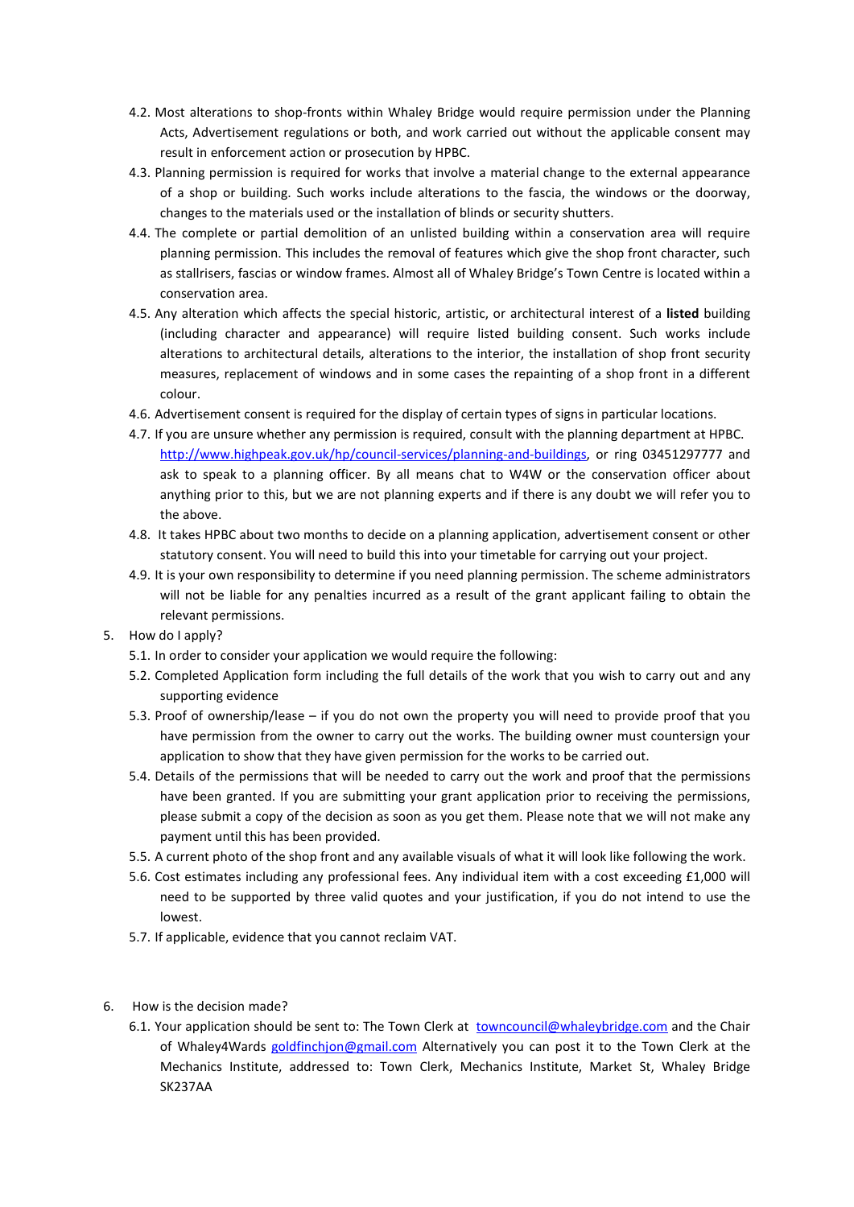4.2. Most alterations to shop-fronts within Whaley Bridge would require permission under the Planning Acts, Advertisement regulations or both, and work carried out without the applicable consent may result in enforcement action or prosecution by HPBC.

4.3. Planning permission is required for works that involve a material change to the external appearance of a shop or building. Such works include alterations to the fascia, the windows or the doorway, changes to the materials used or the installation of blinds or security shutters.

4.4. The complete or partial demolition of an unlisted building within a conservation area will require planning permission. This includes the removal of features which give the shop front character, such as stallrisers, fascias or window frames. Almost all of Whaley Bridge's Town Centre is located within a conservation area.

4.5. Any alteration which affects the special historic, artistic, or architectural interest of a **listed** building (including character and appearance) will require listed building consent. Such works include alterations to architectural details, alterations to the interior, the installation of shop front security measures, replacement of windows and in some cases the repainting of a shop front in a different colour.

4.6. Advertisement consent is required for the display of certain types of signs in particular locations.

4.7. If you are unsure whether any permission is required, consult with the planning department at HPBC. [http://www.highpeak.gov.uk/hp/council-services/planning-and-buildings](http://www.highpeak.gov.uk/hp/council-services/planning-and-buildings), or ring 03451297777 and ask to speak to a planning officer. By all means chat to W4W or the conservation officer about anything prior to this, but we are not planning experts and if there is any doubt we will refer you to the above.

4.8. It takes HPBC about two months to decide on a planning application, advertisement consent or other statutory consent. You will need to build this into your timetable for carrying out your project.

4.9. It is your own responsibility to determine if you need planning permission. The scheme administrators will not be liable for any penalties incurred as a result of the grant applicant failing to obtain the relevant permissions.

5. How do I apply?

5.1. In order to consider your application we would require the following:

5.2. Completed Application form including the full details of the work that you wish to carry out and any supporting evidence

5.3. Proof of ownership/lease – if you do not own the property you will need to provide proof that you have permission from the owner to carry out the works. The building owner must countersign your application to show that they have given permission for the works to be carried out.

5.4. Details of the permissions that will be needed to carry out the work and proof that the permissions have been granted. If you are submitting your grant application prior to receiving the permissions, please submit a copy of the decision as soon as you get them. Please note that we will not make any payment until this has been provided.

5.5. A current photo of the shop front and any available visuals of what it will look like following the work.

5.6. Cost estimates including any professional fees. Any individual item with a cost exceeding £1,000 will need to be supported by three valid quotes and your justification, if you do not intend to use the lowest.

5.7. If applicable, evidence that you cannot reclaim VAT.

6. How is the decision made?

6.1. Your application should be sent to: The Town Clerk at [towncouncil@whaleybridge.com](mailto:towncouncil@whaleybridge.com) and the Chair of Whaley4Wards [goldfinchjon@gmail.com](mailto:goldfinchjon@gmail.com) Alternatively you can post it to the Town Clerk at the Mechanics Institute, addressed to: Town Clerk, Mechanics Institute, Market St, Whaley Bridge SK237AA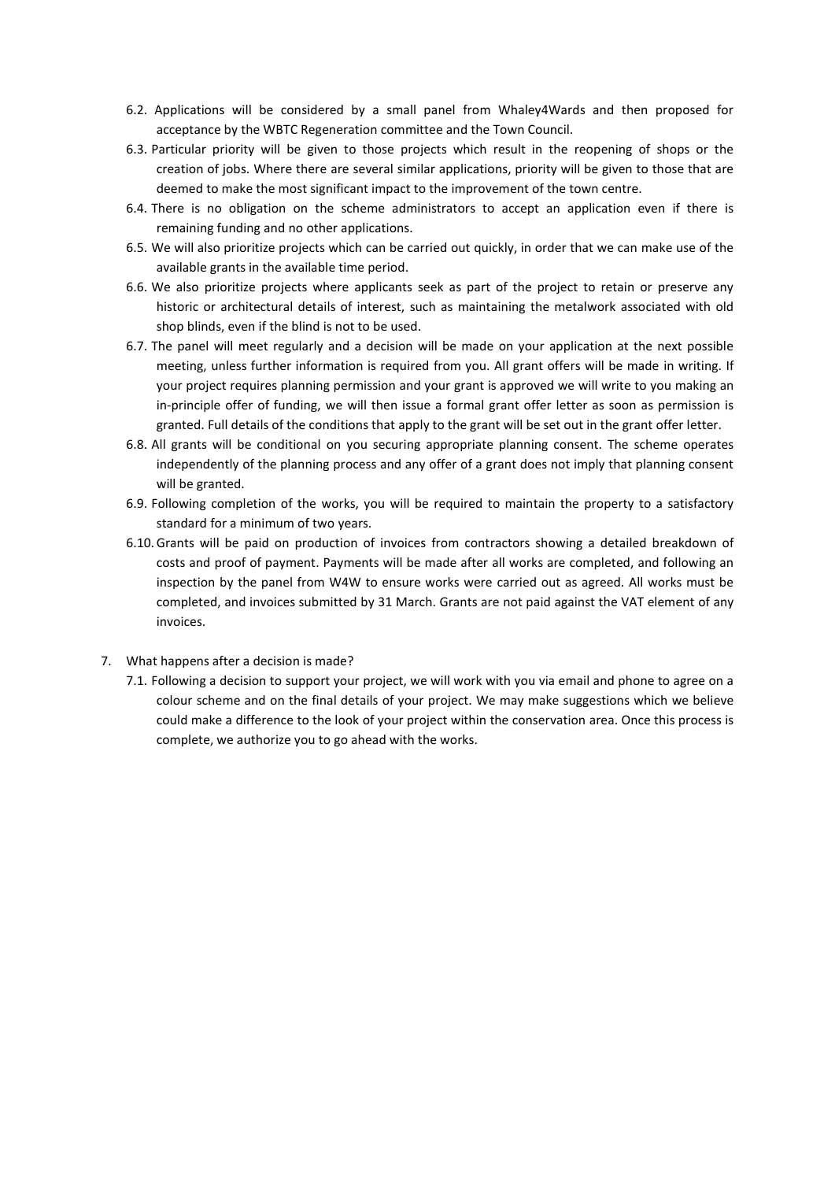6.2. Applications will be considered by a small panel from Whaley4Wards and then proposed for acceptance by the WBTC Regeneration committee and the Town Council.

6.3. Particular priority will be given to those projects which result in the reopening of shops or the creation of jobs. Where there are several similar applications, priority will be given to those that are deemed to make the most significant impact to the improvement of the town centre.

6.4. There is no obligation on the scheme administrators to accept an application even if there is remaining funding and no other applications.

6.5. We will also prioritize projects which can be carried out quickly, in order that we can make use of the available grants in the available time period.

6.6. We also prioritize projects where applicants seek as part of the project to retain or preserve any historic or architectural details of interest, such as maintaining the metalwork associated with old shop blinds, even if the blind is not to be used.

6.7. The panel will meet regularly and a decision will be made on your application at the next possible meeting, unless further information is required from you. All grant offers will be made in writing. If your project requires planning permission and your grant is approved we will write to you making an in-principle offer of funding, we will then issue a formal grant offer letter as soon as permission is granted. Full details of the conditions that apply to the grant will be set out in the grant offer letter.

6.8. All grants will be conditional on you securing appropriate planning consent. The scheme operates independently of the planning process and any offer of a grant does not imply that planning consent will be granted.

6.9. Following completion of the works, you will be required to maintain the property to a satisfactory standard for a minimum of two years.

6.10. Grants will be paid on production of invoices from contractors showing a detailed breakdown of costs and proof of payment. Payments will be made after all works are completed, and following an inspection by the panel from W4W to ensure works were carried out as agreed. All works must be completed, and invoices submitted by 31 March. Grants are not paid against the VAT element of any invoices.

7. What happens after a decision is made?

7.1. Following a decision to support your project, we will work with you via email and phone to agree on a colour scheme and on the final details of your project. We may make suggestions which we believe could make a difference to the look of your project within the conservation area. Once this process is complete, we authorize you to go ahead with the works.